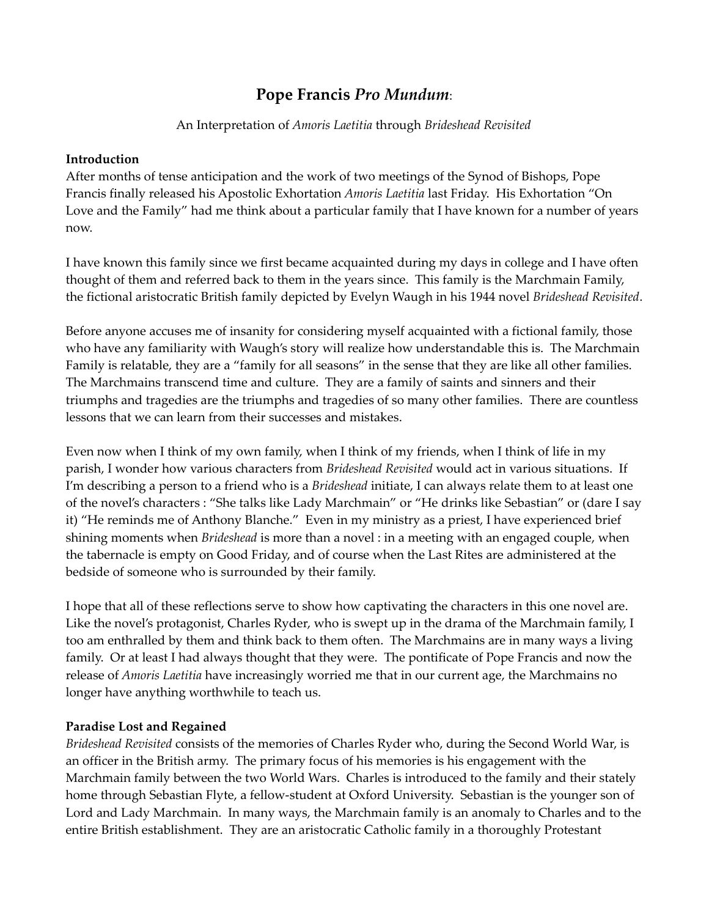# **Pope Francis *Pro Mundum*:**

An Interpretation of *Amoris Laetitia* through *Brideshead Revisited*

**Introduction**

After months of tense anticipation and the work of two meetings of the Synod of Bishops, Pope Francis finally released his Apostolic Exhortation *Amoris Laetitia* last Friday. His Exhortation "On Love and the Family" had me think about a particular family that I have known for a number of years now.

I have known this family since we first became acquainted during my days in college and I have often thought of them and referred back to them in the years since. This family is the Marchmain Family, the fictional aristocratic British family depicted by Evelyn Waugh in his 1944 novel *Brideshead Revisited*.

Before anyone accuses me of insanity for considering myself acquainted with a fictional family, those who have any familiarity with Waugh's story will realize how understandable this is. The Marchmain Family is relatable, they are a "family for all seasons" in the sense that they are like all other families. The Marchmains transcend time and culture. They are a family of saints and sinners and their triumphs and tragedies are the triumphs and tragedies of so many other families. There are countless lessons that we can learn from their successes and mistakes.

Even now when I think of my own family, when I think of my friends, when I think of life in my parish, I wonder how various characters from *Brideshead Revisited* would act in various situations. If I'm describing a person to a friend who is a *Brideshead* initiate, I can always relate them to at least one of the novel's characters : "She talks like Lady Marchmain" or "He drinks like Sebastian" or (dare I say it) "He reminds me of Anthony Blanche." Even in my ministry as a priest, I have experienced brief shining moments when *Brideshead* is more than a novel : in a meeting with an engaged couple, when the tabernacle is empty on Good Friday, and of course when the Last Rites are administered at the bedside of someone who is surrounded by their family.

I hope that all of these reflections serve to show how captivating the characters in this one novel are. Like the novel's protagonist, Charles Ryder, who is swept up in the drama of the Marchmain family, I too am enthralled by them and think back to them often. The Marchmains are in many ways a living family. Or at least I had always thought that they were. The pontificate of Pope Francis and now the release of *Amoris Laetitia* have increasingly worried me that in our current age, the Marchmains no longer have anything worthwhile to teach us.

**Paradise Lost and Regained**

*Brideshead Revisited* consists of the memories of Charles Ryder who, during the Second World War, is an officer in the British army. The primary focus of his memories is his engagement with the Marchmain family between the two World Wars. Charles is introduced to the family and their stately home through Sebastian Flyte, a fellow-student at Oxford University. Sebastian is the younger son of Lord and Lady Marchmain. In many ways, the Marchmain family is an anomaly to Charles and to the entire British establishment. They are an aristocratic Catholic family in a thoroughly Protestant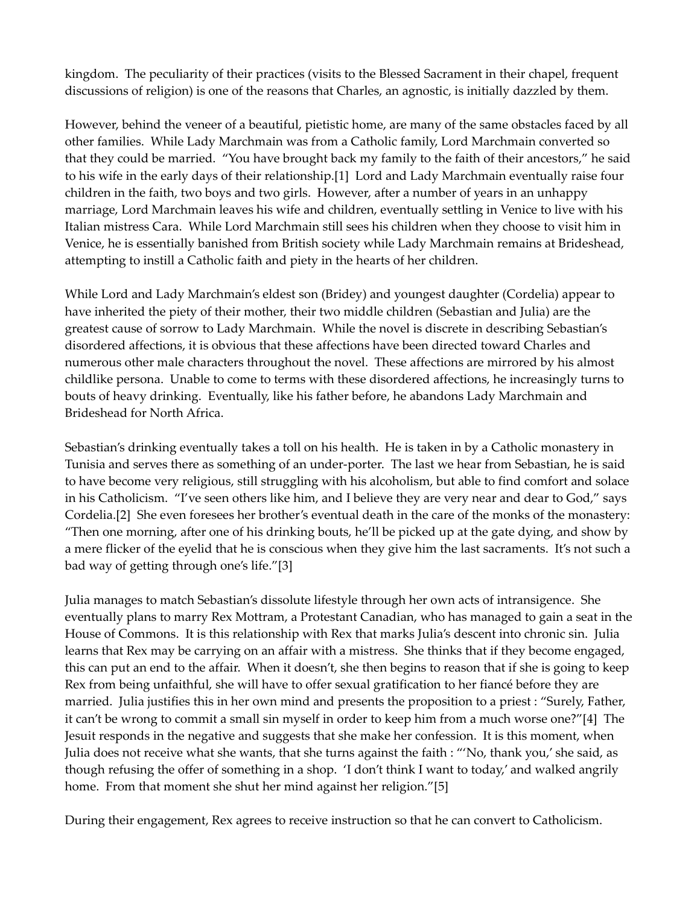kingdom. The peculiarity of their practices (visits to the Blessed Sacrament in their chapel, frequent discussions of religion) is one of the reasons that Charles, an agnostic, is initially dazzled by them.

However, behind the veneer of a beautiful, pietistic home, are many of the same obstacles faced by all other families. While Lady Marchmain was from a Catholic family, Lord Marchmain converted so that they could be married. "You have brought back my family to the faith of their ancestors," he said to his wife in the early days of their relationship.[1] Lord and Lady Marchmain eventually raise four children in the faith, two boys and two girls. However, after a number of years in an unhappy marriage, Lord Marchmain leaves his wife and children, eventually settling in Venice to live with his Italian mistress Cara. While Lord Marchmain still sees his children when they choose to visit him in Venice, he is essentially banished from British society while Lady Marchmain remains at Brideshead, attempting to instill a Catholic faith and piety in the hearts of her children.

While Lord and Lady Marchmain's eldest son (Bridey) and youngest daughter (Cordelia) appear to have inherited the piety of their mother, their two middle children (Sebastian and Julia) are the greatest cause of sorrow to Lady Marchmain. While the novel is discrete in describing Sebastian's disordered affections, it is obvious that these affections have been directed toward Charles and numerous other male characters throughout the novel. These affections are mirrored by his almost childlike persona. Unable to come to terms with these disordered affections, he increasingly turns to bouts of heavy drinking. Eventually, like his father before, he abandons Lady Marchmain and Brideshead for North Africa.

Sebastian's drinking eventually takes a toll on his health. He is taken in by a Catholic monastery in Tunisia and serves there as something of an under-porter. The last we hear from Sebastian, he is said to have become very religious, still struggling with his alcoholism, but able to find comfort and solace in his Catholicism. "I've seen others like him, and I believe they are very near and dear to God," says Cordelia.[2] She even foresees her brother's eventual death in the care of the monks of the monastery: "Then one morning, after one of his drinking bouts, he'll be picked up at the gate dying, and show by a mere flicker of the eyelid that he is conscious when they give him the last sacraments. It's not such a bad way of getting through one's life."[3]

Julia manages to match Sebastian's dissolute lifestyle through her own acts of intransigence. She eventually plans to marry Rex Mottram, a Protestant Canadian, who has managed to gain a seat in the House of Commons. It is this relationship with Rex that marks Julia's descent into chronic sin. Julia learns that Rex may be carrying on an affair with a mistress. She thinks that if they become engaged, this can put an end to the affair. When it doesn't, she then begins to reason that if she is going to keep Rex from being unfaithful, she will have to offer sexual gratification to her fiancé before they are married. Julia justifies this in her own mind and presents the proposition to a priest : "Surely, Father, it can't be wrong to commit a small sin myself in order to keep him from a much worse one?"[4] The Jesuit responds in the negative and suggests that she make her confession. It is this moment, when Julia does not receive what she wants, that she turns against the faith : "'No, thank you,' she said, as though refusing the offer of something in a shop. 'I don't think I want to today,' and walked angrily home. From that moment she shut her mind against her religion."[5]

During their engagement, Rex agrees to receive instruction so that he can convert to Catholicism.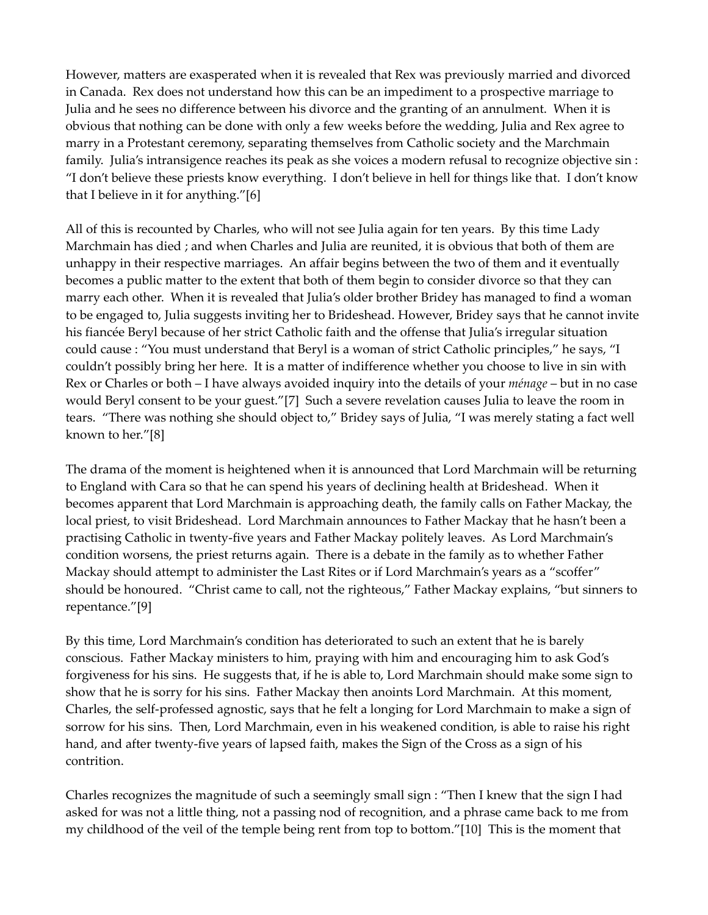However, matters are exasperated when it is revealed that Rex was previously married and divorced in Canada. Rex does not understand how this can be an impediment to a prospective marriage to Julia and he sees no difference between his divorce and the granting of an annulment. When it is obvious that nothing can be done with only a few weeks before the wedding, Julia and Rex agree to marry in a Protestant ceremony, separating themselves from Catholic society and the Marchmain family. Julia's intransigence reaches its peak as she voices a modern refusal to recognize objective sin : "I don't believe these priests know everything. I don't believe in hell for things like that. I don't know that I believe in it for anything."[6]

All of this is recounted by Charles, who will not see Julia again for ten years. By this time Lady Marchmain has died ; and when Charles and Julia are reunited, it is obvious that both of them are unhappy in their respective marriages. An affair begins between the two of them and it eventually becomes a public matter to the extent that both of them begin to consider divorce so that they can marry each other. When it is revealed that Julia's older brother Bridey has managed to find a woman to be engaged to, Julia suggests inviting her to Brideshead. However, Bridey says that he cannot invite his fiancée Beryl because of her strict Catholic faith and the offense that Julia's irregular situation could cause : "You must understand that Beryl is a woman of strict Catholic principles," he says, "I couldn't possibly bring her here. It is a matter of indifference whether you choose to live in sin with Rex or Charles or both – I have always avoided inquiry into the details of your *ménage* – but in no case would Beryl consent to be your guest."[7] Such a severe revelation causes Julia to leave the room in tears. "There was nothing she should object to," Bridey says of Julia, "I was merely stating a fact well known to her."[8]

The drama of the moment is heightened when it is announced that Lord Marchmain will be returning to England with Cara so that he can spend his years of declining health at Brideshead. When it becomes apparent that Lord Marchmain is approaching death, the family calls on Father Mackay, the local priest, to visit Brideshead. Lord Marchmain announces to Father Mackay that he hasn't been a practising Catholic in twenty-five years and Father Mackay politely leaves. As Lord Marchmain's condition worsens, the priest returns again. There is a debate in the family as to whether Father Mackay should attempt to administer the Last Rites or if Lord Marchmain's years as a "scoffer" should be honoured. "Christ came to call, not the righteous," Father Mackay explains, "but sinners to repentance."[9]

By this time, Lord Marchmain's condition has deteriorated to such an extent that he is barely conscious. Father Mackay ministers to him, praying with him and encouraging him to ask God's forgiveness for his sins. He suggests that, if he is able to, Lord Marchmain should make some sign to show that he is sorry for his sins. Father Mackay then anoints Lord Marchmain. At this moment, Charles, the self-professed agnostic, says that he felt a longing for Lord Marchmain to make a sign of sorrow for his sins. Then, Lord Marchmain, even in his weakened condition, is able to raise his right hand, and after twenty-five years of lapsed faith, makes the Sign of the Cross as a sign of his contrition.

Charles recognizes the magnitude of such a seemingly small sign : "Then I knew that the sign I had asked for was not a little thing, not a passing nod of recognition, and a phrase came back to me from my childhood of the veil of the temple being rent from top to bottom."[10] This is the moment that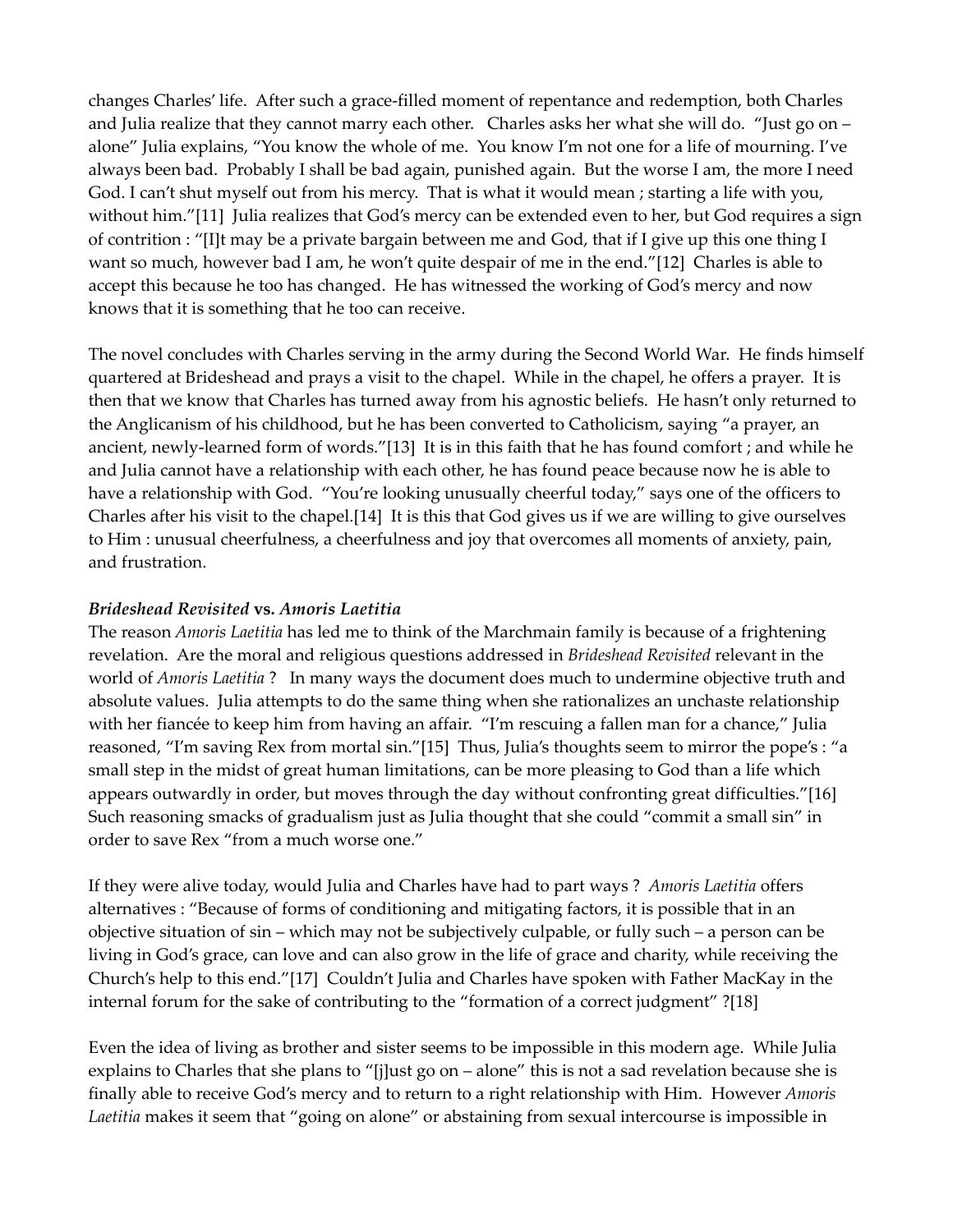changes Charles' life. After such a grace-filled moment of repentance and redemption, both Charles and Julia realize that they cannot marry each other. Charles asks her what she will do. "Just go on – alone" Julia explains, "You know the whole of me. You know I'm not one for a life of mourning. I've always been bad. Probably I shall be bad again, punished again. But the worse I am, the more I need God. I can't shut myself out from his mercy. That is what it would mean ; starting a life with you, without him."[11] Julia realizes that God's mercy can be extended even to her, but God requires a sign of contrition : "[I]t may be a private bargain between me and God, that if I give up this one thing I want so much, however bad I am, he won't quite despair of me in the end."[12] Charles is able to accept this because he too has changed. He has witnessed the working of God's mercy and now knows that it is something that he too can receive.

The novel concludes with Charles serving in the army during the Second World War. He finds himself quartered at Brideshead and prays a visit to the chapel. While in the chapel, he offers a prayer. It is then that we know that Charles has turned away from his agnostic beliefs. He hasn't only returned to the Anglicanism of his childhood, but he has been converted to Catholicism, saying "a prayer, an ancient, newly-learned form of words."[13] It is in this faith that he has found comfort ; and while he and Julia cannot have a relationship with each other, he has found peace because now he is able to have a relationship with God. "You're looking unusually cheerful today," says one of the officers to Charles after his visit to the chapel.[14] It is this that God gives us if we are willing to give ourselves to Him : unusual cheerfulness, a cheerfulness and joy that overcomes all moments of anxiety, pain, and frustration.

### *Brideshead Revisited* vs. *Amoris Laetitia*

The reason *Amoris Laetitia* has led me to think of the Marchmain family is because of a frightening revelation. Are the moral and religious questions addressed in *Brideshead Revisited* relevant in the world of *Amoris Laetitia* ? In many ways the document does much to undermine objective truth and absolute values. Julia attempts to do the same thing when she rationalizes an unchaste relationship with her fiancée to keep him from having an affair. "I'm rescuing a fallen man for a chance," Julia reasoned, "I'm saving Rex from mortal sin."[15] Thus, Julia's thoughts seem to mirror the pope's : "a small step in the midst of great human limitations, can be more pleasing to God than a life which appears outwardly in order, but moves through the day without confronting great difficulties."[16] Such reasoning smacks of gradualism just as Julia thought that she could "commit a small sin" in order to save Rex "from a much worse one."

If they were alive today, would Julia and Charles have had to part ways ? *Amoris Laetitia* offers alternatives : "Because of forms of conditioning and mitigating factors, it is possible that in an objective situation of sin – which may not be subjectively culpable, or fully such – a person can be living in God's grace, can love and can also grow in the life of grace and charity, while receiving the Church's help to this end."[17] Couldn't Julia and Charles have spoken with Father MacKay in the internal forum for the sake of contributing to the "formation of a correct judgment" ?[18]

Even the idea of living as brother and sister seems to be impossible in this modern age. While Julia explains to Charles that she plans to "[j]ust go on – alone" this is not a sad revelation because she is finally able to receive God's mercy and to return to a right relationship with Him. However *Amoris Laetitia* makes it seem that "going on alone" or abstaining from sexual intercourse is impossible in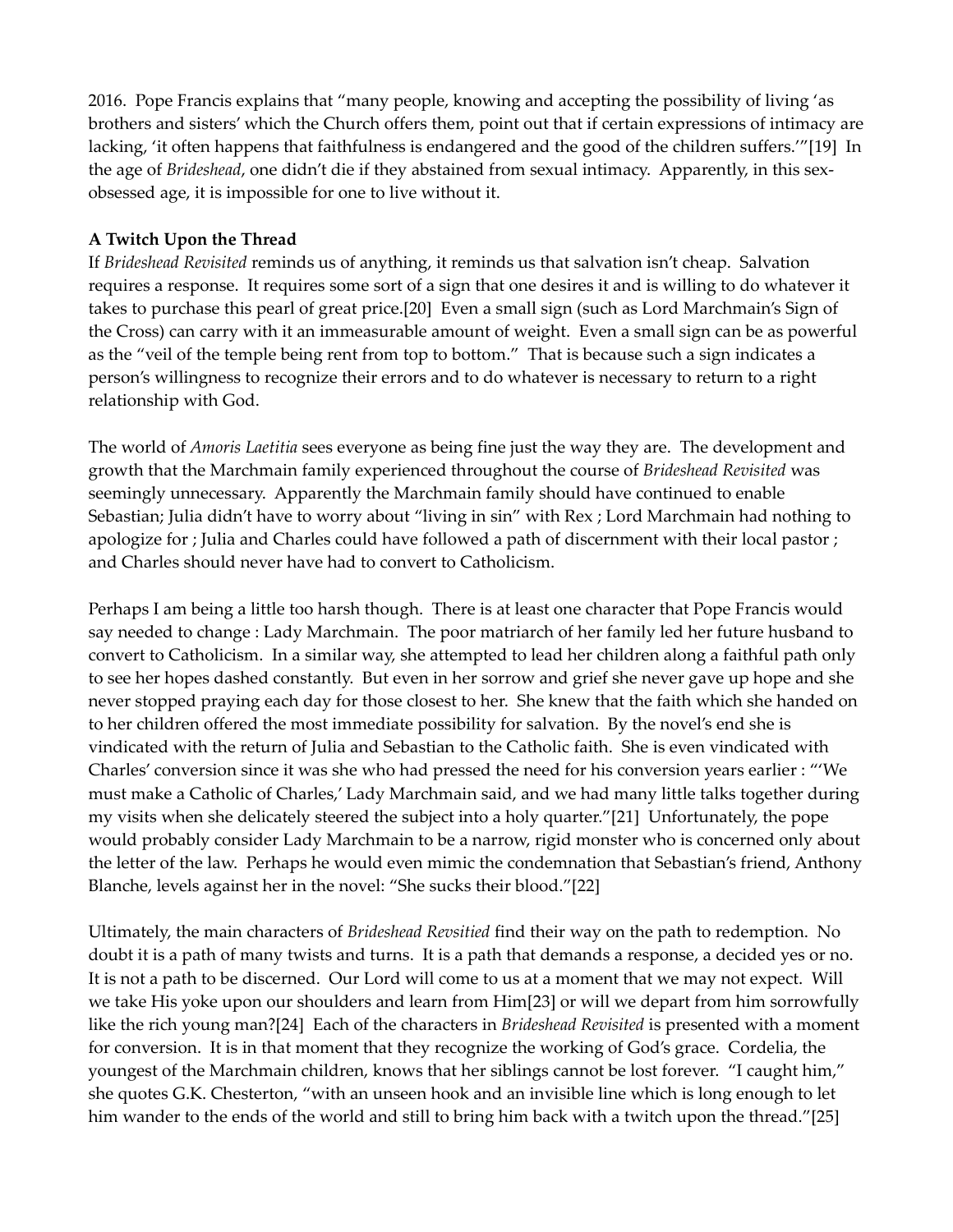2016. Pope Francis explains that "many people, knowing and accepting the possibility of living 'as brothers and sisters' which the Church offers them, point out that if certain expressions of intimacy are lacking, 'it often happens that faithfulness is endangered and the good of the children suffers.'"[19] In the age of *Brideshead*, one didn't die if they abstained from sexual intimacy. Apparently, in this sex-obsessed age, it is impossible for one to live without it.

**A Twitch Upon the Thread**

If *Brideshead Revisited* reminds us of anything, it reminds us that salvation isn't cheap. Salvation requires a response. It requires some sort of a sign that one desires it and is willing to do whatever it takes to purchase this pearl of great price.[20] Even a small sign (such as Lord Marchmain's Sign of the Cross) can carry with it an immeasurable amount of weight. Even a small sign can be as powerful as the "veil of the temple being rent from top to bottom." That is because such a sign indicates a person's willingness to recognize their errors and to do whatever is necessary to return to a right relationship with God.

The world of *Amoris Laetitia* sees everyone as being fine just the way they are. The development and growth that the Marchmain family experienced throughout the course of *Brideshead Revisited* was seemingly unnecessary. Apparently the Marchmain family should have continued to enable Sebastian; Julia didn't have to worry about "living in sin" with Rex ; Lord Marchmain had nothing to apologize for ; Julia and Charles could have followed a path of discernment with their local pastor ; and Charles should never have had to convert to Catholicism.

Perhaps I am being a little too harsh though. There is at least one character that Pope Francis would say needed to change : Lady Marchmain. The poor matriarch of her family led her future husband to convert to Catholicism. In a similar way, she attempted to lead her children along a faithful path only to see her hopes dashed constantly. But even in her sorrow and grief she never gave up hope and she never stopped praying each day for those closest to her. She knew that the faith which she handed on to her children offered the most immediate possibility for salvation. By the novel's end she is vindicated with the return of Julia and Sebastian to the Catholic faith. She is even vindicated with Charles' conversion since it was she who had pressed the need for his conversion years earlier : "'We must make a Catholic of Charles,' Lady Marchmain said, and we had many little talks together during my visits when she delicately steered the subject into a holy quarter."[21] Unfortunately, the pope would probably consider Lady Marchmain to be a narrow, rigid monster who is concerned only about the letter of the law. Perhaps he would even mimic the condemnation that Sebastian's friend, Anthony Blanche, levels against her in the novel: "She sucks their blood."[22]

Ultimately, the main characters of *Brideshead Revsitied* find their way on the path to redemption. No doubt it is a path of many twists and turns. It is a path that demands a response, a decided yes or no. It is not a path to be discerned. Our Lord will come to us at a moment that we may not expect. Will we take His yoke upon our shoulders and learn from Him[23] or will we depart from him sorrowfully like the rich young man?[24] Each of the characters in *Brideshead Revisited* is presented with a moment for conversion. It is in that moment that they recognize the working of God's grace. Cordelia, the youngest of the Marchmain children, knows that her siblings cannot be lost forever. "I caught him," she quotes G.K. Chesterton, "with an unseen hook and an invisible line which is long enough to let him wander to the ends of the world and still to bring him back with a twitch upon the thread."[25]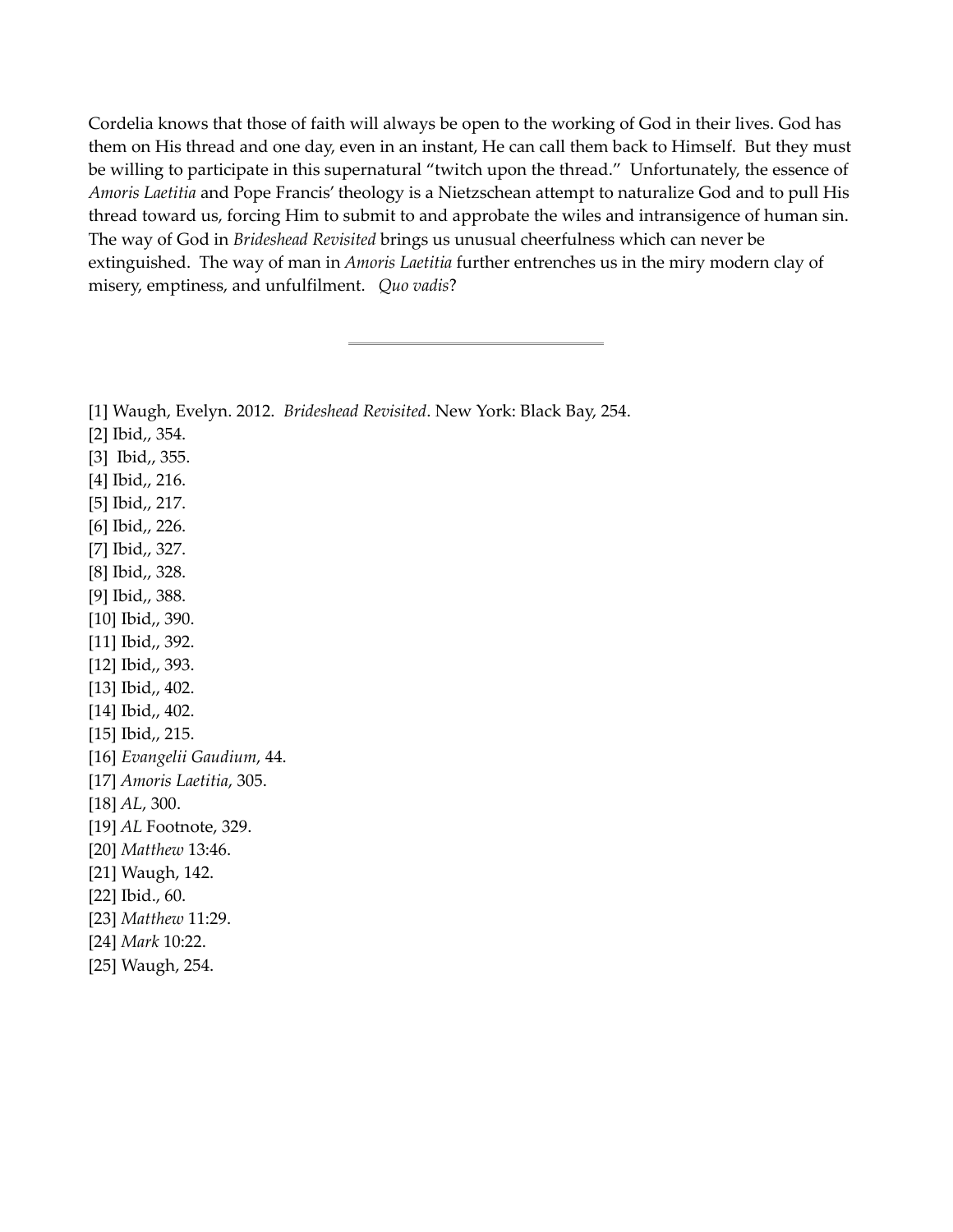Cordelia knows that those of faith will always be open to the working of God in their lives. God has them on His thread and one day, even in an instant, He can call them back to Himself. But they must be willing to participate in this supernatural "twitch upon the thread." Unfortunately, the essence of *Amoris Laetitia* and Pope Francis' theology is a Nietzschean attempt to naturalize God and to pull His thread toward us, forcing Him to submit to and approbate the wiles and intransigence of human sin. The way of God in *Brideshead Revisited* brings us unusual cheerfulness which can never be extinguished. The way of man in *Amoris Laetitia* further entrenches us in the miry modern clay of misery, emptiness, and unfulfilment. *Quo vadis*?

---

[1] Waugh, Evelyn. 2012. *Brideshead Revisited*. New York: Black Bay, 254.
[2] Ibid,, 354.
[3] Ibid,, 355.
[4] Ibid,, 216.
[5] Ibid,, 217.
[6] Ibid,, 226.
[7] Ibid,, 327.
[8] Ibid,, 328.
[9] Ibid,, 388.
[10] Ibid,, 390.
[11] Ibid,, 392.
[12] Ibid,, 393.
[13] Ibid,, 402.
[14] Ibid,, 402.
[15] Ibid,, 215.
[16] *Evangelii Gaudium*, 44.
[17] *Amoris Laetitia*, 305.
[18] *AL*, 300.
[19] *AL* Footnote, 329.
[20] *Matthew* 13:46.
[21] Waugh, 142.
[22] Ibid., 60.
[23] *Matthew* 11:29.
[24] *Mark* 10:22.
[25] Waugh, 254.